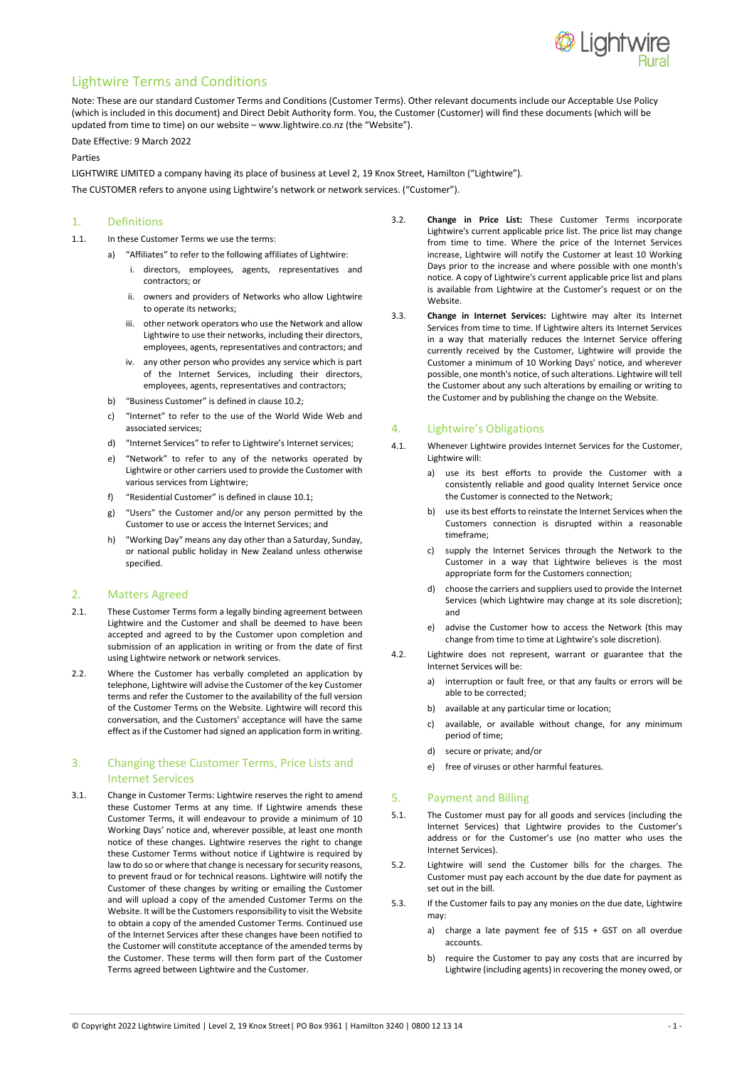# Lightwire Terms and Conditions

Note: These are our standard Customer Terms and Conditions (Customer Terms). Other relevant documents include our Acceptable Use Policy (which is included in this document) and Direct Debit Authority form. You, the Customer (Customer) will find these documents (which will be updated from time to time) on our website – www.lightwire.co.nz (the "Website").

Date Effective: 9 March 2022

Parties

LIGHTWIRE LIMITED a company having its place of business at Level 2, 19 Knox Street, Hamilton ("Lightwire").

The CUSTOMER refers to anyone using Lightwire's network or network services. ("Customer").

## 1. Definitions

1.1. In these Customer Terms we use the terms:

a) "Affiliates" to refer to the following affiliates of Lightwire:

i. directors, employees, agents, representatives and contractors; or

ii. owners and providers of Networks who allow Lightwire to operate its networks;

iii. other network operators who use the Network and allow Lightwire to use their networks, including their directors, employees, agents, representatives and contractors; and

iv. any other person who provides any service which is part of the Internet Services, including their directors, employees, agents, representatives and contractors;

b) "Business Customer" is defined in clause 10.2;

c) "Internet" to refer to the use of the World Wide Web and associated services;

d) "Internet Services" to refer to Lightwire's Internet services;

e) "Network" to refer to any of the networks operated by Lightwire or other carriers used to provide the Customer with various services from Lightwire;

f) "Residential Customer" is defined in clause 10.1;

g) "Users" the Customer and/or any person permitted by the Customer to use or access the Internet Services; and

h) "Working Day" means any day other than a Saturday, Sunday, or national public holiday in New Zealand unless otherwise specified.

## 2. Matters Agreed

2.1. These Customer Terms form a legally binding agreement between Lightwire and the Customer and shall be deemed to have been accepted and agreed to by the Customer upon completion and submission of an application in writing or from the date of first using Lightwire network or network services.

2.2. Where the Customer has verbally completed an application by telephone, Lightwire will advise the Customer of the key Customer terms and refer the Customer to the availability of the full version of the Customer Terms on the Website. Lightwire will record this conversation, and the Customers' acceptance will have the same effect as if the Customer had signed an application form in writing.

## 3. Changing these Customer Terms, Price Lists and Internet Services

3.1. Change in Customer Terms: Lightwire reserves the right to amend these Customer Terms at any time. If Lightwire amends these Customer Terms, it will endeavour to provide a minimum of 10 Working Days' notice and, wherever possible, at least one month notice of these changes. Lightwire reserves the right to change these Customer Terms without notice if Lightwire is required by law to do so or where that change is necessary for security reasons, to prevent fraud or for technical reasons. Lightwire will notify the Customer of these changes by writing or emailing the Customer and will upload a copy of the amended Customer Terms on the Website. It will be the Customers responsibility to visit the Website to obtain a copy of the amended Customer Terms. Continued use of the Internet Services after these changes have been notified to the Customer will constitute acceptance of the amended terms by the Customer. These terms will then form part of the Customer Terms agreed between Lightwire and the Customer.

3.2. **Change in Price List:** These Customer Terms incorporate Lightwire's current applicable price list. The price list may change from time to time. Where the price of the Internet Services increase, Lightwire will notify the Customer at least 10 Working Days prior to the increase and where possible with one month's notice. A copy of Lightwire's current applicable price list and plans is available from Lightwire at the Customer's request or on the Website.

3.3. **Change in Internet Services:** Lightwire may alter its Internet Services from time to time. If Lightwire alters its Internet Services in a way that materially reduces the Internet Service offering currently received by the Customer, Lightwire will provide the Customer a minimum of 10 Working Days' notice, and wherever possible, one month's notice, of such alterations. Lightwire will tell the Customer about any such alterations by emailing or writing to the Customer and by publishing the change on the Website.

## 4. Lightwire's Obligations

4.1. Whenever Lightwire provides Internet Services for the Customer, Lightwire will:

a) use its best efforts to provide the Customer with a consistently reliable and good quality Internet Service once the Customer is connected to the Network;

b) use its best efforts to reinstate the Internet Services when the Customers connection is disrupted within a reasonable timeframe;

c) supply the Internet Services through the Network to the Customer in a way that Lightwire believes is the most appropriate form for the Customers connection;

d) choose the carriers and suppliers used to provide the Internet Services (which Lightwire may change at its sole discretion); and

e) advise the Customer how to access the Network (this may change from time to time at Lightwire's sole discretion).

4.2. Lightwire does not represent, warrant or guarantee that the Internet Services will be:

a) interruption or fault free, or that any faults or errors will be able to be corrected;

b) available at any particular time or location;

c) available, or available without change, for any minimum period of time;

d) secure or private; and/or

e) free of viruses or other harmful features.

## 5. Payment and Billing

5.1. The Customer must pay for all goods and services (including the Internet Services) that Lightwire provides to the Customer's address or for the Customer's use (no matter who uses the Internet Services).

5.2. Lightwire will send the Customer bills for the charges. The Customer must pay each account by the due date for payment as set out in the bill.

5.3. If the Customer fails to pay any monies on the due date, Lightwire may:

a) charge a late payment fee of $15 + GST on all overdue accounts.

b) require the Customer to pay any costs that are incurred by Lightwire (including agents) in recovering the money owed, or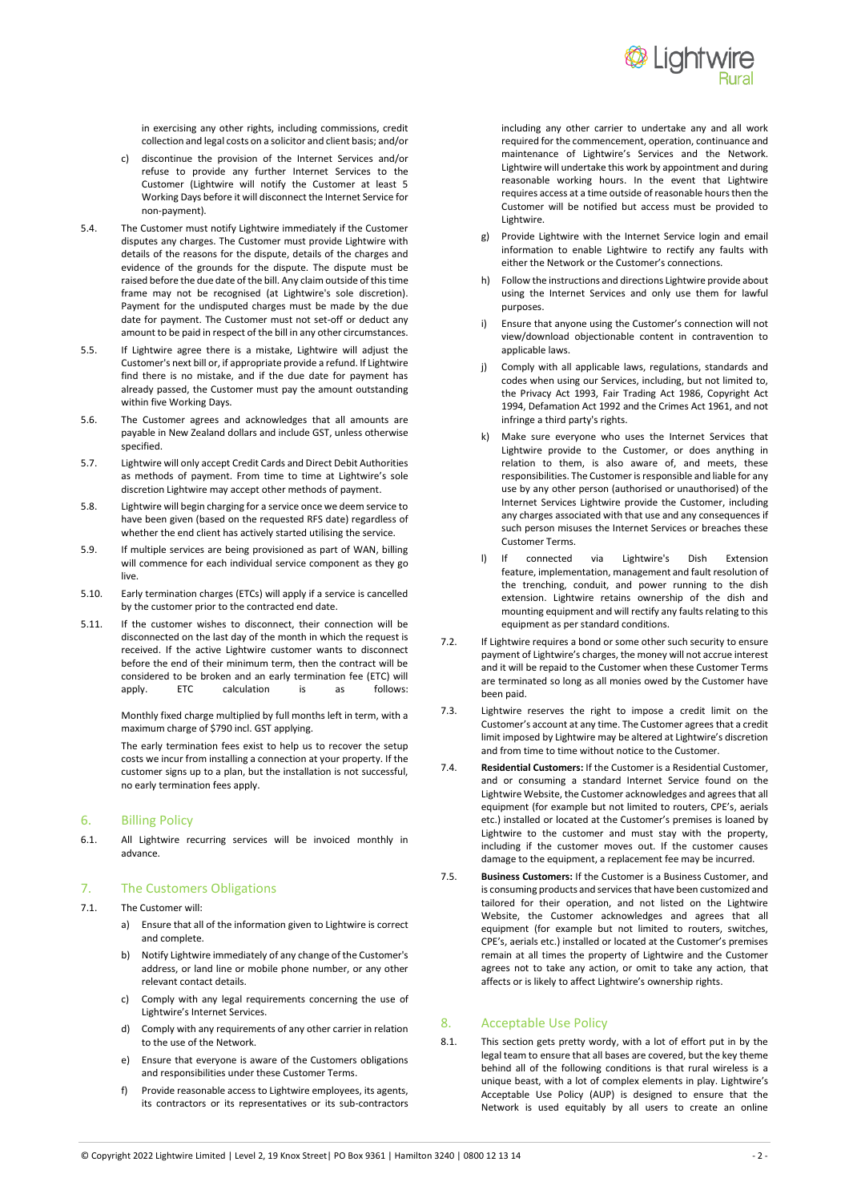in exercising any other rights, including commissions, credit collection and legal costs on a solicitor and client basis; and/or

c) discontinue the provision of the Internet Services and/or refuse to provide any further Internet Services to the Customer (Lightwire will notify the Customer at least 5 Working Days before it will disconnect the Internet Service for non-payment).

5.4. The Customer must notify Lightwire immediately if the Customer disputes any charges. The Customer must provide Lightwire with details of the reasons for the dispute, details of the charges and evidence of the grounds for the dispute. The dispute must be raised before the due date of the bill. Any claim outside of this time frame may not be recognised (at Lightwire's sole discretion). Payment for the undisputed charges must be made by the due date for payment. The Customer must not set-off or deduct any amount to be paid in respect of the bill in any other circumstances.

5.5. If Lightwire agree there is a mistake, Lightwire will adjust the Customer's next bill or, if appropriate provide a refund. If Lightwire find there is no mistake, and if the due date for payment has already passed, the Customer must pay the amount outstanding within five Working Days.

5.6. The Customer agrees and acknowledges that all amounts are payable in New Zealand dollars and include GST, unless otherwise specified.

5.7. Lightwire will only accept Credit Cards and Direct Debit Authorities as methods of payment. From time to time at Lightwire's sole discretion Lightwire may accept other methods of payment.

5.8. Lightwire will begin charging for a service once we deem service to have been given (based on the requested RFS date) regardless of whether the end client has actively started utilising the service.

5.9. If multiple services are being provisioned as part of WAN, billing will commence for each individual service component as they go live.

5.10. Early termination charges (ETCs) will apply if a service is cancelled by the customer prior to the contracted end date.

5.11. If the customer wishes to disconnect, their connection will be disconnected on the last day of the month in which the request is received. If the active Lightwire customer wants to disconnect before the end of their minimum term, then the contract will be considered to be broken and an early termination fee (ETC) will apply. ETC calculation is as follows:

Monthly fixed charge multiplied by full months left in term, with a maximum charge of $790 incl. GST applying.

The early termination fees exist to help us to recover the setup costs we incur from installing a connection at your property. If the customer signs up to a plan, but the installation is not successful, no early termination fees apply.

## 6. Billing Policy

6.1. All Lightwire recurring services will be invoiced monthly in advance.

## 7. The Customers Obligations

7.1. The Customer will:

a) Ensure that all of the information given to Lightwire is correct and complete.

b) Notify Lightwire immediately of any change of the Customer's address, or land line or mobile phone number, or any other relevant contact details.

c) Comply with any legal requirements concerning the use of Lightwire's Internet Services.

d) Comply with any requirements of any other carrier in relation to the use of the Network.

e) Ensure that everyone is aware of the Customers obligations and responsibilities under these Customer Terms.

f) Provide reasonable access to Lightwire employees, its agents, its contractors or its representatives or its sub-contractors including any other carrier to undertake any and all work required for the commencement, operation, continuance and maintenance of Lightwire's Services and the Network. Lightwire will undertake this work by appointment and during reasonable working hours. In the event that Lightwire requires access at a time outside of reasonable hours then the Customer will be notified but access must be provided to Lightwire.

g) Provide Lightwire with the Internet Service login and email information to enable Lightwire to rectify any faults with either the Network or the Customer's connections.

h) Follow the instructions and directions Lightwire provide about using the Internet Services and only use them for lawful purposes.

i) Ensure that anyone using the Customer's connection will not view/download objectionable content in contravention to applicable laws.

j) Comply with all applicable laws, regulations, standards and codes when using our Services, including, but not limited to, the Privacy Act 1993, Fair Trading Act 1986, Copyright Act 1994, Defamation Act 1992 and the Crimes Act 1961, and not infringe a third party's rights.

k) Make sure everyone who uses the Internet Services that Lightwire provide to the Customer, or does anything in relation to them, is also aware of, and meets, these responsibilities. The Customer is responsible and liable for any use by any other person (authorised or unauthorised) of the Internet Services Lightwire provide the Customer, including any charges associated with that use and any consequences if such person misuses the Internet Services or breaches these Customer Terms.

l) If connected via Lightwire's Dish Extension feature, implementation, management and fault resolution of the trenching, conduit, and power running to the dish extension. Lightwire retains ownership of the dish and mounting equipment and will rectify any faults relating to this equipment as per standard conditions.

7.2. If Lightwire requires a bond or some other such security to ensure payment of Lightwire's charges, the money will not accrue interest and it will be repaid to the Customer when these Customer Terms are terminated so long as all monies owed by the Customer have been paid.

7.3. Lightwire reserves the right to impose a credit limit on the Customer's account at any time. The Customer agrees that a credit limit imposed by Lightwire may be altered at Lightwire's discretion and from time to time without notice to the Customer.

7.4. **Residential Customers:** If the Customer is a Residential Customer, and or consuming a standard Internet Service found on the Lightwire Website, the Customer acknowledges and agrees that all equipment (for example but not limited to routers, CPE's, aerials etc.) installed or located at the Customer's premises is loaned by Lightwire to the customer and must stay with the property, including if the customer moves out. If the customer causes damage to the equipment, a replacement fee may be incurred.

7.5. **Business Customers:** If the Customer is a Business Customer, and is consuming products and services that have been customized and tailored for their operation, and not listed on the Lightwire Website, the Customer acknowledges and agrees that all equipment (for example but not limited to routers, switches, CPE's, aerials etc.) installed or located at the Customer's premises remain at all times the property of Lightwire and the Customer agrees not to take any action, or omit to take any action, that affects or is likely to affect Lightwire's ownership rights.

## 8. Acceptable Use Policy

8.1. This section gets pretty wordy, with a lot of effort put in by the legal team to ensure that all bases are covered, but the key theme behind all of the following conditions is that rural wireless is a unique beast, with a lot of complex elements in play. Lightwire's Acceptable Use Policy (AUP) is designed to ensure that the Network is used equitably by all users to create an online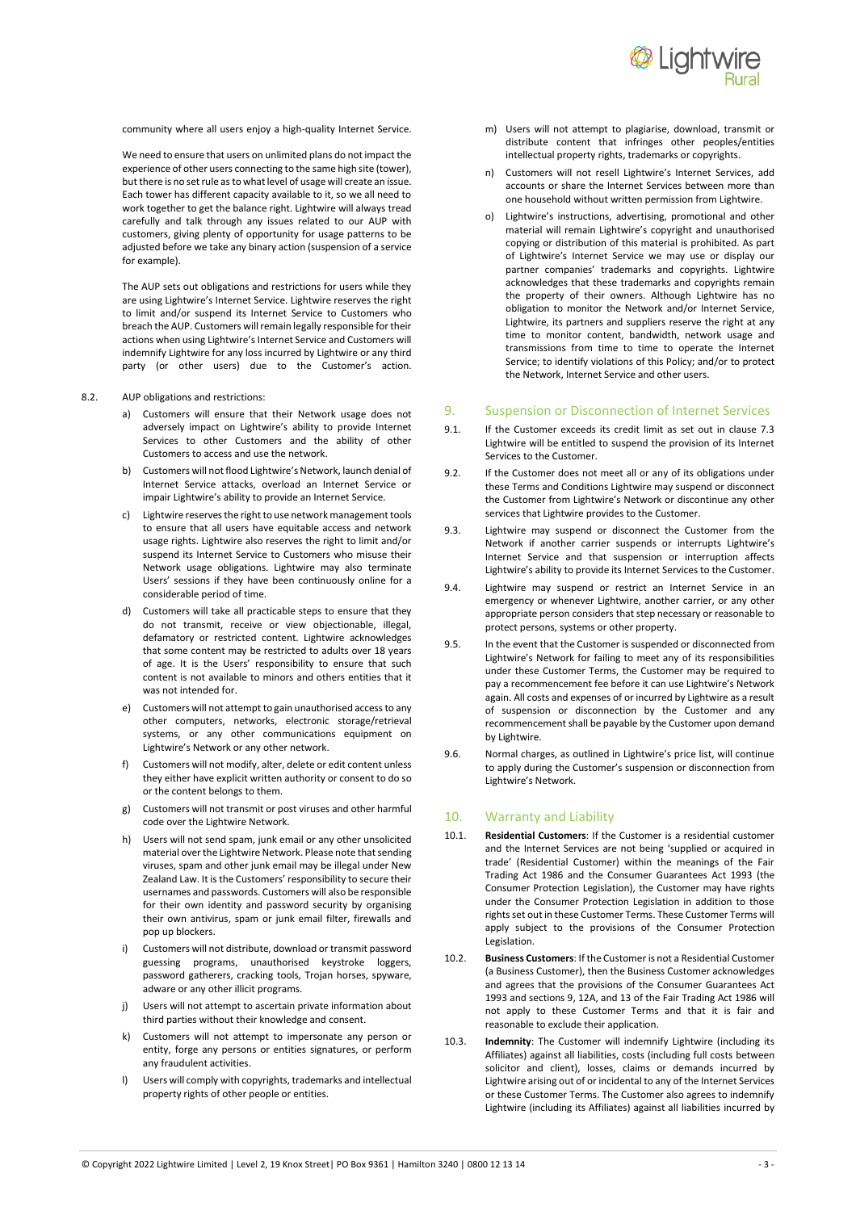community where all users enjoy a high-quality Internet Service.

We need to ensure that users on unlimited plans do not impact the experience of other users connecting to the same high site (tower), but there is no set rule as to what level of usage will create an issue. Each tower has different capacity available to it, so we all need to work together to get the balance right. Lightwire will always tread carefully and talk through any issues related to our AUP with customers, giving plenty of opportunity for usage patterns to be adjusted before we take any binary action (suspension of a service for example).

The AUP sets out obligations and restrictions for users while they are using Lightwire's Internet Service. Lightwire reserves the right to limit and/or suspend its Internet Service to Customers who breach the AUP. Customers will remain legally responsible for their actions when using Lightwire's Internet Service and Customers will indemnify Lightwire for any loss incurred by Lightwire or any third party (or other users) due to the Customer's action.

8.2. AUP obligations and restrictions:

a) Customers will ensure that their Network usage does not adversely impact on Lightwire's ability to provide Internet Services to other Customers and the ability of other Customers to access and use the network.

b) Customers will not flood Lightwire's Network, launch denial of Internet Service attacks, overload an Internet Service or impair Lightwire's ability to provide an Internet Service.

c) Lightwire reserves the right to use network management tools to ensure that all users have equitable access and network usage rights. Lightwire also reserves the right to limit and/or suspend its Internet Service to Customers who misuse their Network usage obligations. Lightwire may also terminate Users' sessions if they have been continuously online for a considerable period of time.

d) Customers will take all practicable steps to ensure that they do not transmit, receive or view objectionable, illegal, defamatory or restricted content. Lightwire acknowledges that some content may be restricted to adults over 18 years of age. It is the Users' responsibility to ensure that such content is not available to minors and others entities that it was not intended for.

e) Customers will not attempt to gain unauthorised access to any other computers, networks, electronic storage/retrieval systems, or any other communications equipment on Lightwire's Network or any other network.

f) Customers will not modify, alter, delete or edit content unless they either have explicit written authority or consent to do so or the content belongs to them.

g) Customers will not transmit or post viruses and other harmful code over the Lightwire Network.

h) Users will not send spam, junk email or any other unsolicited material over the Lightwire Network. Please note that sending viruses, spam and other junk email may be illegal under New Zealand Law. It is the Customers' responsibility to secure their usernames and passwords. Customers will also be responsible for their own identity and password security by organising their own antivirus, spam or junk email filter, firewalls and pop up blockers.

i) Customers will not distribute, download or transmit password guessing programs, unauthorised keystroke loggers, password gatherers, cracking tools, Trojan horses, spyware, adware or any other illicit programs.

j) Users will not attempt to ascertain private information about third parties without their knowledge and consent.

k) Customers will not attempt to impersonate any person or entity, forge any persons or entities signatures, or perform any fraudulent activities.

l) Users will comply with copyrights, trademarks and intellectual property rights of other people or entities.

m) Users will not attempt to plagiarise, download, transmit or distribute content that infringes other peoples/entities intellectual property rights, trademarks or copyrights.

n) Customers will not resell Lightwire's Internet Services, add accounts or share the Internet Services between more than one household without written permission from Lightwire.

o) Lightwire's instructions, advertising, promotional and other material will remain Lightwire's copyright and unauthorised copying or distribution of this material is prohibited. As part of Lightwire's Internet Service we may use or display our partner companies' trademarks and copyrights. Lightwire acknowledges that these trademarks and copyrights remain the property of their owners. Although Lightwire has no obligation to monitor the Network and/or Internet Service, Lightwire, its partners and suppliers reserve the right at any time to monitor content, bandwidth, network usage and transmissions from time to time to operate the Internet Service; to identify violations of this Policy; and/or to protect the Network, Internet Service and other users.

## 9. Suspension or Disconnection of Internet Services

9.1. If the Customer exceeds its credit limit as set out in clause 7.3 Lightwire will be entitled to suspend the provision of its Internet Services to the Customer.

9.2. If the Customer does not meet all or any of its obligations under these Terms and Conditions Lightwire may suspend or disconnect the Customer from Lightwire's Network or discontinue any other services that Lightwire provides to the Customer.

9.3. Lightwire may suspend or disconnect the Customer from the Network if another carrier suspends or interrupts Lightwire's Internet Service and that suspension or interruption affects Lightwire's ability to provide its Internet Services to the Customer.

9.4. Lightwire may suspend or restrict an Internet Service in an emergency or whenever Lightwire, another carrier, or any other appropriate person considers that step necessary or reasonable to protect persons, systems or other property.

9.5. In the event that the Customer is suspended or disconnected from Lightwire's Network for failing to meet any of its responsibilities under these Customer Terms, the Customer may be required to pay a recommencement fee before it can use Lightwire's Network again. All costs and expenses of or incurred by Lightwire as a result of suspension or disconnection by the Customer and any recommencement shall be payable by the Customer upon demand by Lightwire.

9.6. Normal charges, as outlined in Lightwire's price list, will continue to apply during the Customer's suspension or disconnection from Lightwire's Network.

## 10. Warranty and Liability

10.1. **Residential Customers**: If the Customer is a residential customer and the Internet Services are not being 'supplied or acquired in trade' (Residential Customer) within the meanings of the Fair Trading Act 1986 and the Consumer Guarantees Act 1993 (the Consumer Protection Legislation), the Customer may have rights under the Consumer Protection Legislation in addition to those rights set out in these Customer Terms. These Customer Terms will apply subject to the provisions of the Consumer Protection Legislation.

10.2. **Business Customers**: If the Customer is not a Residential Customer (a Business Customer), then the Business Customer acknowledges and agrees that the provisions of the Consumer Guarantees Act 1993 and sections 9, 12A, and 13 of the Fair Trading Act 1986 will not apply to these Customer Terms and that it is fair and reasonable to exclude their application.

10.3. **Indemnity**: The Customer will indemnify Lightwire (including its Affiliates) against all liabilities, costs (including full costs between solicitor and client), losses, claims or demands incurred by Lightwire arising out of or incidental to any of the Internet Services or these Customer Terms. The Customer also agrees to indemnify Lightwire (including its Affiliates) against all liabilities incurred by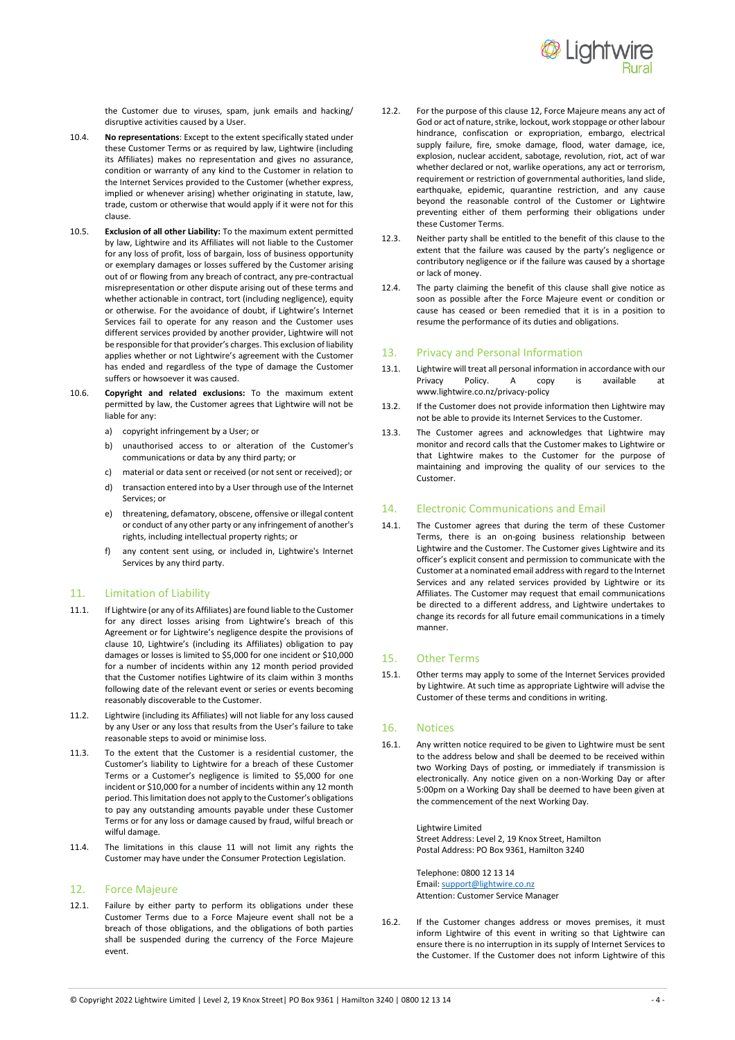the Customer due to viruses, spam, junk emails and hacking/ disruptive activities caused by a User.

10.4. **No representations**: Except to the extent specifically stated under these Customer Terms or as required by law, Lightwire (including its Affiliates) makes no representation and gives no assurance, condition or warranty of any kind to the Customer in relation to the Internet Services provided to the Customer (whether express, implied or whenever arising) whether originating in statute, law, trade, custom or otherwise that would apply if it were not for this clause.

10.5. **Exclusion of all other Liability:** To the maximum extent permitted by law, Lightwire and its Affiliates will not liable to the Customer for any loss of profit, loss of bargain, loss of business opportunity or exemplary damages or losses suffered by the Customer arising out of or flowing from any breach of contract, any pre-contractual misrepresentation or other dispute arising out of these terms and whether actionable in contract, tort (including negligence), equity or otherwise. For the avoidance of doubt, if Lightwire's Internet Services fail to operate for any reason and the Customer uses different services provided by another provider, Lightwire will not be responsible for that provider's charges. This exclusion of liability applies whether or not Lightwire's agreement with the Customer has ended and regardless of the type of damage the Customer suffers or howsoever it was caused.

10.6. **Copyright and related exclusions:** To the maximum extent permitted by law, the Customer agrees that Lightwire will not be liable for any:

a) copyright infringement by a User; or

b) unauthorised access to or alteration of the Customer's communications or data by any third party; or

c) material or data sent or received (or not sent or received); or

d) transaction entered into by a User through use of the Internet Services; or

e) threatening, defamatory, obscene, offensive or illegal content or conduct of any other party or any infringement of another's rights, including intellectual property rights; or

f) any content sent using, or included in, Lightwire's Internet Services by any third party.

## 11. Limitation of Liability

11.1. If Lightwire (or any of its Affiliates) are found liable to the Customer for any direct losses arising from Lightwire's breach of this Agreement or for Lightwire's negligence despite the provisions of clause 10, Lightwire's (including its Affiliates) obligation to pay damages or losses is limited to $5,000 for one incident or $10,000 for a number of incidents within any 12 month period provided that the Customer notifies Lightwire of its claim within 3 months following date of the relevant event or series or events becoming reasonably discoverable to the Customer.

11.2. Lightwire (including its Affiliates) will not liable for any loss caused by any User or any loss that results from the User's failure to take reasonable steps to avoid or minimise loss.

11.3. To the extent that the Customer is a residential customer, the Customer's liability to Lightwire for a breach of these Customer Terms or a Customer's negligence is limited to $5,000 for one incident or $10,000 for a number of incidents within any 12 month period. This limitation does not apply to the Customer's obligations to pay any outstanding amounts payable under these Customer Terms or for any loss or damage caused by fraud, wilful breach or wilful damage.

11.4. The limitations in this clause 11 will not limit any rights the Customer may have under the Consumer Protection Legislation.

## 12. Force Majeure

12.1. Failure by either party to perform its obligations under these Customer Terms due to a Force Majeure event shall not be a breach of those obligations, and the obligations of both parties shall be suspended during the currency of the Force Majeure event.

12.2. For the purpose of this clause 12, Force Majeure means any act of God or act of nature, strike, lockout, work stoppage or other labour hindrance, confiscation or expropriation, embargo, electrical supply failure, fire, smoke damage, flood, water damage, ice, explosion, nuclear accident, sabotage, revolution, riot, act of war whether declared or not, warlike operations, any act or terrorism, requirement or restriction of governmental authorities, land slide, earthquake, epidemic, quarantine restriction, and any cause beyond the reasonable control of the Customer or Lightwire preventing either of them performing their obligations under these Customer Terms.

12.3. Neither party shall be entitled to the benefit of this clause to the extent that the failure was caused by the party's negligence or contributory negligence or if the failure was caused by a shortage or lack of money.

12.4. The party claiming the benefit of this clause shall give notice as soon as possible after the Force Majeure event or condition or cause has ceased or been remedied that it is in a position to resume the performance of its duties and obligations.

## 13. Privacy and Personal Information

13.1. Lightwire will treat all personal information in accordance with our Privacy Policy. A copy is available at www.lightwire.co.nz/privacy-policy

13.2. If the Customer does not provide information then Lightwire may not be able to provide its Internet Services to the Customer.

13.3. The Customer agrees and acknowledges that Lightwire may monitor and record calls that the Customer makes to Lightwire or that Lightwire makes to the Customer for the purpose of maintaining and improving the quality of our services to the Customer.

## 14. Electronic Communications and Email

14.1. The Customer agrees that during the term of these Customer Terms, there is an on-going business relationship between Lightwire and the Customer. The Customer gives Lightwire and its officer's explicit consent and permission to communicate with the Customer at a nominated email address with regard to the Internet Services and any related services provided by Lightwire or its Affiliates. The Customer may request that email communications be directed to a different address, and Lightwire undertakes to change its records for all future email communications in a timely manner.

## 15. Other Terms

15.1. Other terms may apply to some of the Internet Services provided by Lightwire. At such time as appropriate Lightwire will advise the Customer of these terms and conditions in writing.

## 16. Notices

16.1. Any written notice required to be given to Lightwire must be sent to the address below and shall be deemed to be received within two Working Days of posting, or immediately if transmission is electronically. Any notice given on a non-Working Day or after 5:00pm on a Working Day shall be deemed to have been given at the commencement of the next Working Day.

Lightwire Limited
Street Address: Level 2, 19 Knox Street, Hamilton
Postal Address: PO Box 9361, Hamilton 3240

Telephone: 0800 12 13 14
Email: support@lightwire.co.nz
Attention: Customer Service Manager

16.2. If the Customer changes address or moves premises, it must inform Lightwire of this event in writing so that Lightwire can ensure there is no interruption in its supply of Internet Services to the Customer. If the Customer does not inform Lightwire of this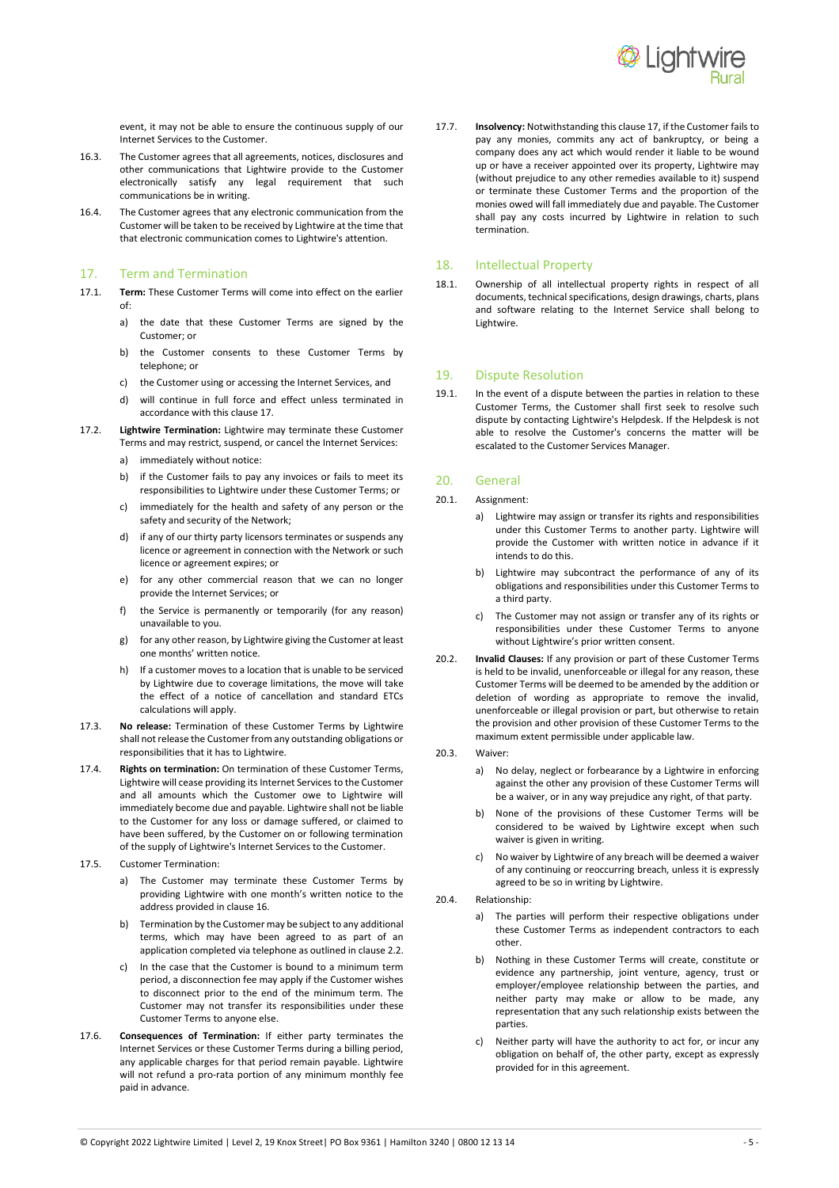event, it may not be able to ensure the continuous supply of our Internet Services to the Customer.

16.3. The Customer agrees that all agreements, notices, disclosures and other communications that Lightwire provide to the Customer electronically satisfy any legal requirement that such communications be in writing.

16.4. The Customer agrees that any electronic communication from the Customer will be taken to be received by Lightwire at the time that that electronic communication comes to Lightwire's attention.

## 17. Term and Termination

17.1. **Term:** These Customer Terms will come into effect on the earlier of:

a) the date that these Customer Terms are signed by the Customer; or

b) the Customer consents to these Customer Terms by telephone; or

c) the Customer using or accessing the Internet Services, and

d) will continue in full force and effect unless terminated in accordance with this clause 17.

17.2. **Lightwire Termination:** Lightwire may terminate these Customer Terms and may restrict, suspend, or cancel the Internet Services:

a) immediately without notice:

b) if the Customer fails to pay any invoices or fails to meet its responsibilities to Lightwire under these Customer Terms; or

c) immediately for the health and safety of any person or the safety and security of the Network;

d) if any of our thirty party licensors terminates or suspends any licence or agreement in connection with the Network or such licence or agreement expires; or

e) for any other commercial reason that we can no longer provide the Internet Services; or

f) the Service is permanently or temporarily (for any reason) unavailable to you.

g) for any other reason, by Lightwire giving the Customer at least one months' written notice.

h) If a customer moves to a location that is unable to be serviced by Lightwire due to coverage limitations, the move will take the effect of a notice of cancellation and standard ETCs calculations will apply.

17.3. **No release:** Termination of these Customer Terms by Lightwire shall not release the Customer from any outstanding obligations or responsibilities that it has to Lightwire.

17.4. **Rights on termination:** On termination of these Customer Terms, Lightwire will cease providing its Internet Services to the Customer and all amounts which the Customer owe to Lightwire will immediately become due and payable. Lightwire shall not be liable to the Customer for any loss or damage suffered, or claimed to have been suffered, by the Customer on or following termination of the supply of Lightwire's Internet Services to the Customer.

17.5. Customer Termination:

a) The Customer may terminate these Customer Terms by providing Lightwire with one month's written notice to the address provided in clause 16.

b) Termination by the Customer may be subject to any additional terms, which may have been agreed to as part of an application completed via telephone as outlined in clause 2.2.

c) In the case that the Customer is bound to a minimum term period, a disconnection fee may apply if the Customer wishes to disconnect prior to the end of the minimum term. The Customer may not transfer its responsibilities under these Customer Terms to anyone else.

17.6. **Consequences of Termination:** If either party terminates the Internet Services or these Customer Terms during a billing period, any applicable charges for that period remain payable. Lightwire will not refund a pro-rata portion of any minimum monthly fee paid in advance.

17.7. **Insolvency:** Notwithstanding this clause 17, if the Customer fails to pay any monies, commits any act of bankruptcy, or being a company does any act which would render it liable to be wound up or have a receiver appointed over its property, Lightwire may (without prejudice to any other remedies available to it) suspend or terminate these Customer Terms and the proportion of the monies owed will fall immediately due and payable. The Customer shall pay any costs incurred by Lightwire in relation to such termination.

## 18. Intellectual Property

18.1. Ownership of all intellectual property rights in respect of all documents, technical specifications, design drawings, charts, plans and software relating to the Internet Service shall belong to Lightwire.

## 19. Dispute Resolution

19.1. In the event of a dispute between the parties in relation to these Customer Terms, the Customer shall first seek to resolve such dispute by contacting Lightwire's Helpdesk. If the Helpdesk is not able to resolve the Customer's concerns the matter will be escalated to the Customer Services Manager.

## 20. General

20.1. Assignment:

a) Lightwire may assign or transfer its rights and responsibilities under this Customer Terms to another party. Lightwire will provide the Customer with written notice in advance if it intends to do this.

b) Lightwire may subcontract the performance of any of its obligations and responsibilities under this Customer Terms to a third party.

c) The Customer may not assign or transfer any of its rights or responsibilities under these Customer Terms to anyone without Lightwire's prior written consent.

20.2. **Invalid Clauses:** If any provision or part of these Customer Terms is held to be invalid, unenforceable or illegal for any reason, these Customer Terms will be deemed to be amended by the addition or deletion of wording as appropriate to remove the invalid, unenforceable or illegal provision or part, but otherwise to retain the provision and other provision of these Customer Terms to the maximum extent permissible under applicable law.

20.3. Waiver:

a) No delay, neglect or forbearance by a Lightwire in enforcing against the other any provision of these Customer Terms will be a waiver, or in any way prejudice any right, of that party.

b) None of the provisions of these Customer Terms will be considered to be waived by Lightwire except when such waiver is given in writing.

c) No waiver by Lightwire of any breach will be deemed a waiver of any continuing or reoccurring breach, unless it is expressly agreed to be so in writing by Lightwire.

20.4. Relationship:

a) The parties will perform their respective obligations under these Customer Terms as independent contractors to each other.

b) Nothing in these Customer Terms will create, constitute or evidence any partnership, joint venture, agency, trust or employer/employee relationship between the parties, and neither party may make or allow to be made, any representation that any such relationship exists between the parties.

c) Neither party will have the authority to act for, or incur any obligation on behalf of, the other party, except as expressly provided for in this agreement.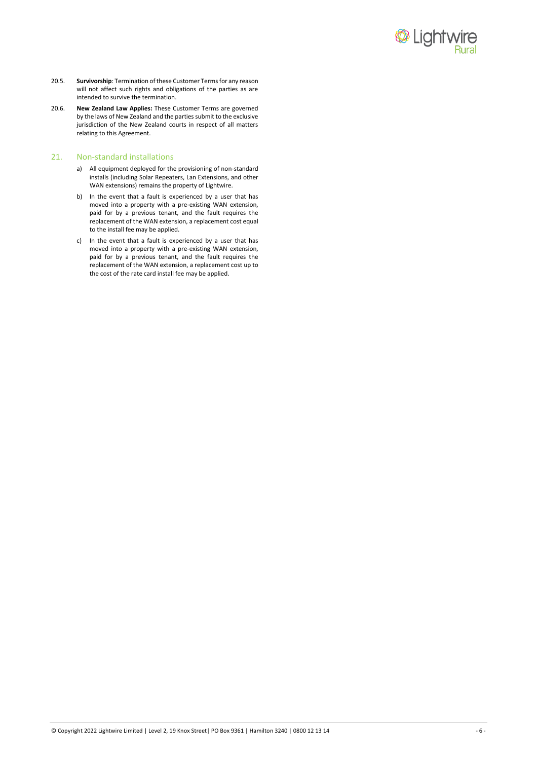20.5. **Survivorship**: Termination of these Customer Terms for any reason will not affect such rights and obligations of the parties as are intended to survive the termination.

20.6. **New Zealand Law Applies:** These Customer Terms are governed by the laws of New Zealand and the parties submit to the exclusive jurisdiction of the New Zealand courts in respect of all matters relating to this Agreement.

## 21. Non-standard installations

a) All equipment deployed for the provisioning of non-standard installs (including Solar Repeaters, Lan Extensions, and other WAN extensions) remains the property of Lightwire.

b) In the event that a fault is experienced by a user that has moved into a property with a pre-existing WAN extension, paid for by a previous tenant, and the fault requires the replacement of the WAN extension, a replacement cost equal to the install fee may be applied.

c) In the event that a fault is experienced by a user that has moved into a property with a pre-existing WAN extension, paid for by a previous tenant, and the fault requires the replacement of the WAN extension, a replacement cost up to the cost of the rate card install fee may be applied.